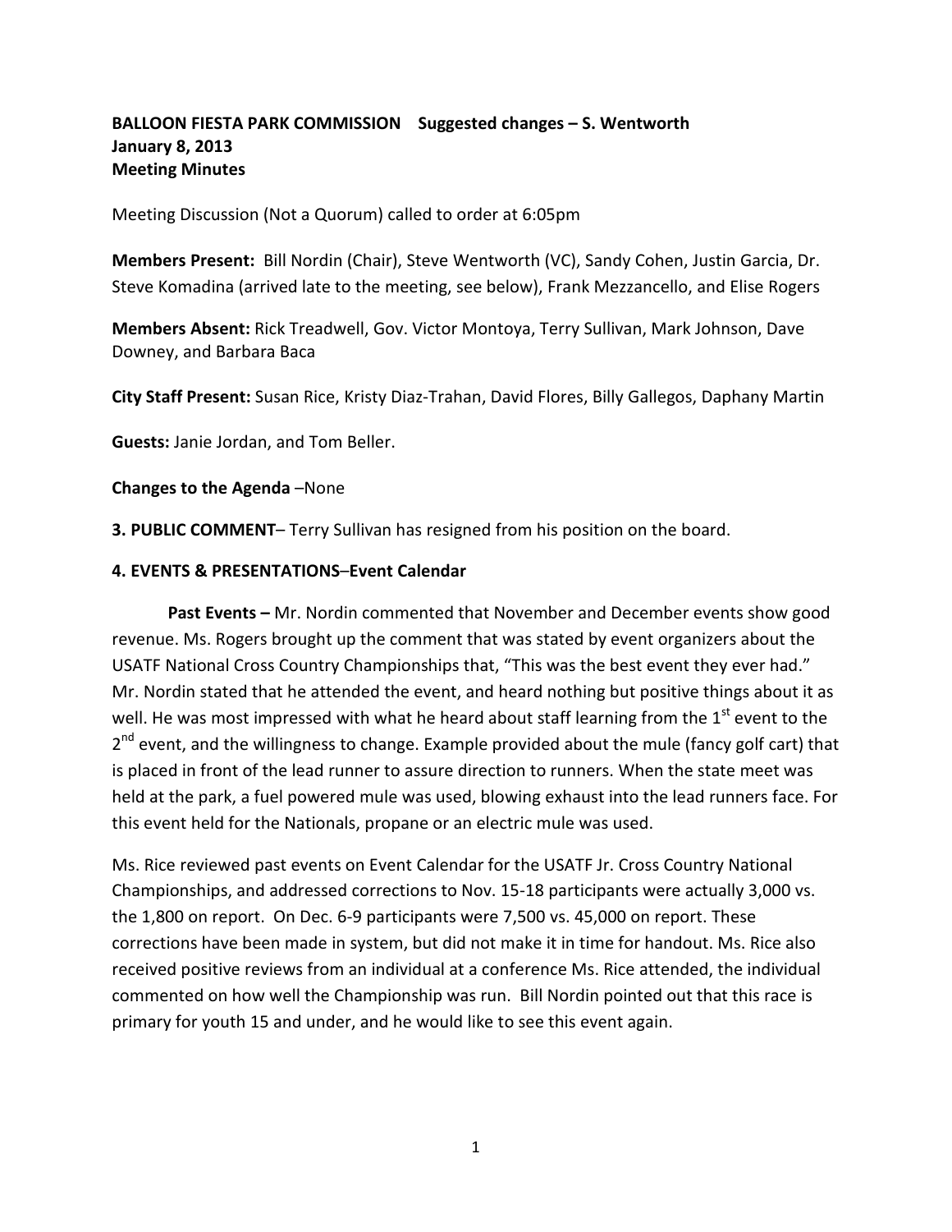**BALLOON FIESTA PARK COMMISSION Suggested changes – S. Wentworth**
**January 8, 2013**
**Meeting Minutes**

Meeting Discussion (Not a Quorum) called to order at 6:05pm

**Members Present:** Bill Nordin (Chair), Steve Wentworth (VC), Sandy Cohen, Justin Garcia, Dr. Steve Komadina (arrived late to the meeting, see below), Frank Mezzancello, and Elise Rogers

**Members Absent:** Rick Treadwell, Gov. Victor Montoya, Terry Sullivan, Mark Johnson, Dave Downey, and Barbara Baca

**City Staff Present:** Susan Rice, Kristy Diaz-Trahan, David Flores, Billy Gallegos, Daphany Martin

**Guests:** Janie Jordan, and Tom Beller.

**Changes to the Agenda** –None

**3. PUBLIC COMMENT**– Terry Sullivan has resigned from his position on the board.

**4. EVENTS & PRESENTATIONS**–**Event Calendar**

**Past Events –** Mr. Nordin commented that November and December events show good revenue. Ms. Rogers brought up the comment that was stated by event organizers about the USATF National Cross Country Championships that, "This was the best event they ever had." Mr. Nordin stated that he attended the event, and heard nothing but positive things about it as well. He was most impressed with what he heard about staff learning from the 1st event to the 2nd event, and the willingness to change. Example provided about the mule (fancy golf cart) that is placed in front of the lead runner to assure direction to runners. When the state meet was held at the park, a fuel powered mule was used, blowing exhaust into the lead runners face. For this event held for the Nationals, propane or an electric mule was used.

Ms. Rice reviewed past events on Event Calendar for the USATF Jr. Cross Country National Championships, and addressed corrections to Nov. 15-18 participants were actually 3,000 vs. the 1,800 on report. On Dec. 6-9 participants were 7,500 vs. 45,000 on report. These corrections have been made in system, but did not make it in time for handout. Ms. Rice also received positive reviews from an individual at a conference Ms. Rice attended, the individual commented on how well the Championship was run. Bill Nordin pointed out that this race is primary for youth 15 and under, and he would like to see this event again.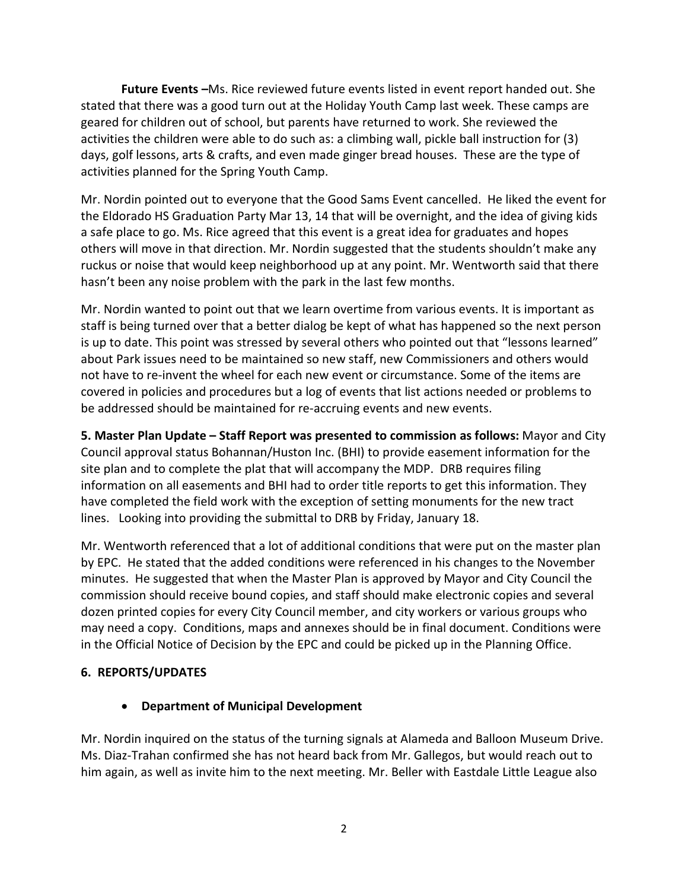**Future Events –**Ms. Rice reviewed future events listed in event report handed out. She stated that there was a good turn out at the Holiday Youth Camp last week. These camps are geared for children out of school, but parents have returned to work. She reviewed the activities the children were able to do such as: a climbing wall, pickle ball instruction for (3) days, golf lessons, arts & crafts, and even made ginger bread houses. These are the type of activities planned for the Spring Youth Camp.

Mr. Nordin pointed out to everyone that the Good Sams Event cancelled. He liked the event for the Eldorado HS Graduation Party Mar 13, 14 that will be overnight, and the idea of giving kids a safe place to go. Ms. Rice agreed that this event is a great idea for graduates and hopes others will move in that direction. Mr. Nordin suggested that the students shouldn't make any ruckus or noise that would keep neighborhood up at any point. Mr. Wentworth said that there hasn't been any noise problem with the park in the last few months.

Mr. Nordin wanted to point out that we learn overtime from various events. It is important as staff is being turned over that a better dialog be kept of what has happened so the next person is up to date. This point was stressed by several others who pointed out that "lessons learned" about Park issues need to be maintained so new staff, new Commissioners and others would not have to re-invent the wheel for each new event or circumstance. Some of the items are covered in policies and procedures but a log of events that list actions needed or problems to be addressed should be maintained for re-accruing events and new events.

**5. Master Plan Update – Staff Report was presented to commission as follows:** Mayor and City Council approval status Bohannan/Huston Inc. (BHI) to provide easement information for the site plan and to complete the plat that will accompany the MDP. DRB requires filing information on all easements and BHI had to order title reports to get this information. They have completed the field work with the exception of setting monuments for the new tract lines. Looking into providing the submittal to DRB by Friday, January 18.

Mr. Wentworth referenced that a lot of additional conditions that were put on the master plan by EPC. He stated that the added conditions were referenced in his changes to the November minutes. He suggested that when the Master Plan is approved by Mayor and City Council the commission should receive bound copies, and staff should make electronic copies and several dozen printed copies for every City Council member, and city workers or various groups who may need a copy. Conditions, maps and annexes should be in final document. Conditions were in the Official Notice of Decision by the EPC and could be picked up in the Planning Office.

**6. REPORTS/UPDATES**

- **Department of Municipal Development**

Mr. Nordin inquired on the status of the turning signals at Alameda and Balloon Museum Drive. Ms. Diaz-Trahan confirmed she has not heard back from Mr. Gallegos, but would reach out to him again, as well as invite him to the next meeting. Mr. Beller with Eastdale Little League also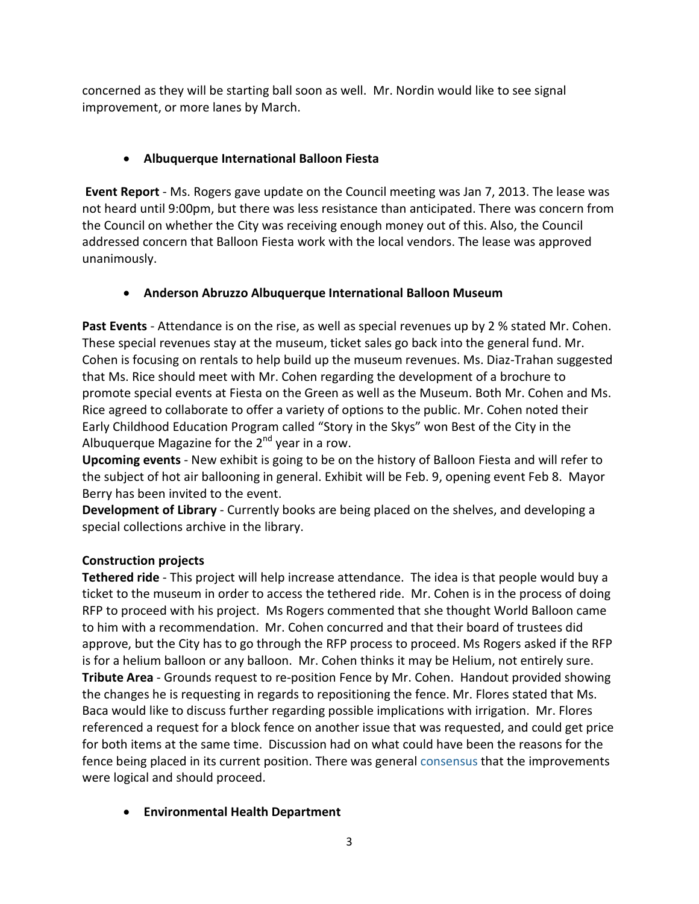concerned as they will be starting ball soon as well. Mr. Nordin would like to see signal improvement, or more lanes by March.

- **Albuquerque International Balloon Fiesta**

**Event Report** - Ms. Rogers gave update on the Council meeting was Jan 7, 2013. The lease was not heard until 9:00pm, but there was less resistance than anticipated. There was concern from the Council on whether the City was receiving enough money out of this. Also, the Council addressed concern that Balloon Fiesta work with the local vendors. The lease was approved unanimously.

- **Anderson Abruzzo Albuquerque International Balloon Museum**

**Past Events** - Attendance is on the rise, as well as special revenues up by 2 % stated Mr. Cohen. These special revenues stay at the museum, ticket sales go back into the general fund. Mr. Cohen is focusing on rentals to help build up the museum revenues. Ms. Diaz-Trahan suggested that Ms. Rice should meet with Mr. Cohen regarding the development of a brochure to promote special events at Fiesta on the Green as well as the Museum. Both Mr. Cohen and Ms. Rice agreed to collaborate to offer a variety of options to the public. Mr. Cohen noted their Early Childhood Education Program called "Story in the Skys" won Best of the City in the Albuquerque Magazine for the 2nd year in a row.

**Upcoming events** - New exhibit is going to be on the history of Balloon Fiesta and will refer to the subject of hot air ballooning in general. Exhibit will be Feb. 9, opening event Feb 8. Mayor Berry has been invited to the event.

**Development of Library** - Currently books are being placed on the shelves, and developing a special collections archive in the library.

**Construction projects**

**Tethered ride** - This project will help increase attendance. The idea is that people would buy a ticket to the museum in order to access the tethered ride. Mr. Cohen is in the process of doing RFP to proceed with his project. Ms Rogers commented that she thought World Balloon came to him with a recommendation. Mr. Cohen concurred and that their board of trustees did approve, but the City has to go through the RFP process to proceed. Ms Rogers asked if the RFP is for a helium balloon or any balloon. Mr. Cohen thinks it may be Helium, not entirely sure.

**Tribute Area** - Grounds request to re-position Fence by Mr. Cohen. Handout provided showing the changes he is requesting in regards to repositioning the fence. Mr. Flores stated that Ms. Baca would like to discuss further regarding possible implications with irrigation. Mr. Flores referenced a request for a block fence on another issue that was requested, and could get price for both items at the same time. Discussion had on what could have been the reasons for the fence being placed in its current position. There was general consensus that the improvements were logical and should proceed.

- **Environmental Health Department**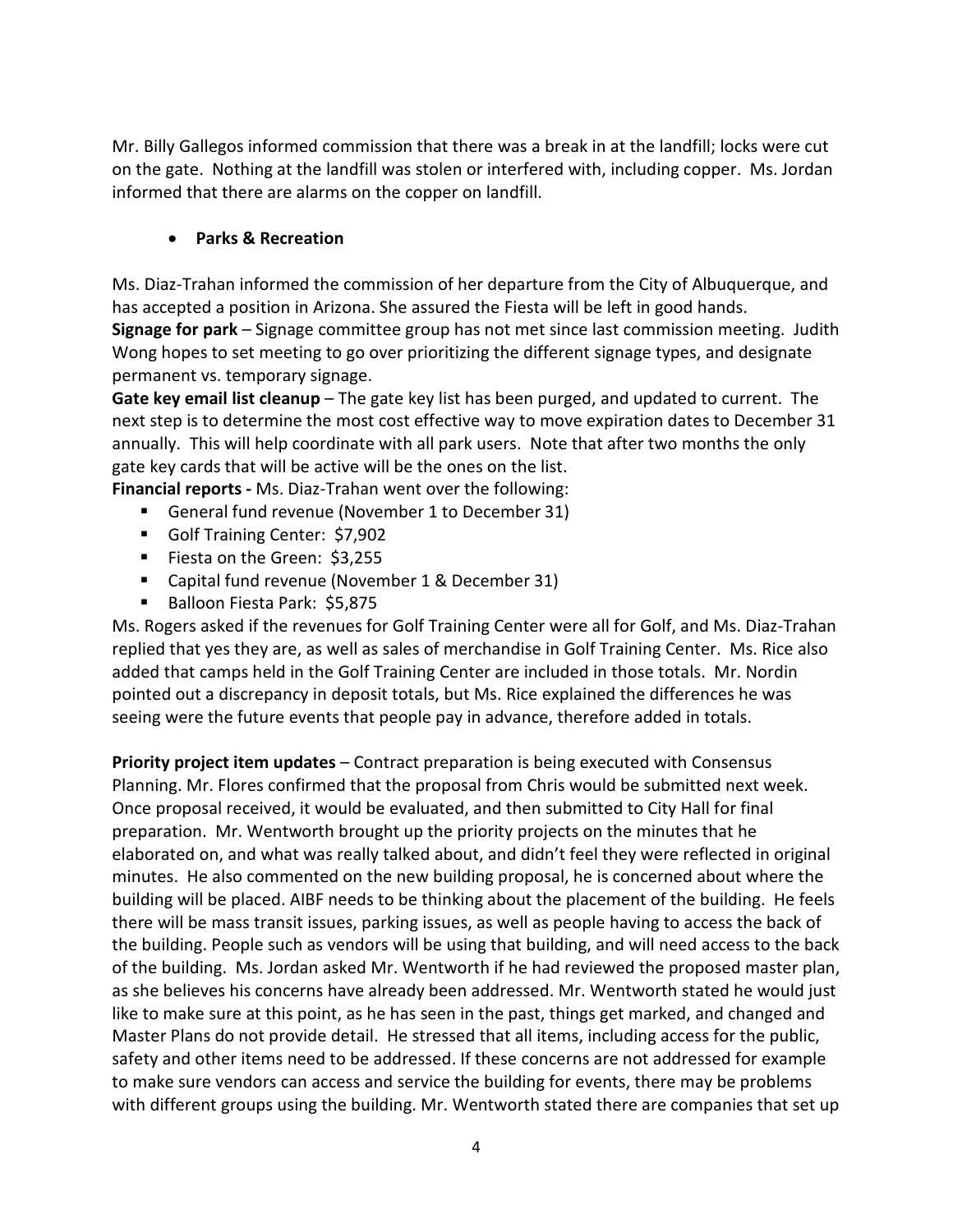Mr. Billy Gallegos informed commission that there was a break in at the landfill; locks were cut on the gate. Nothing at the landfill was stolen or interfered with, including copper. Ms. Jordan informed that there are alarms on the copper on landfill.

- **Parks & Recreation**

Ms. Diaz-Trahan informed the commission of her departure from the City of Albuquerque, and has accepted a position in Arizona. She assured the Fiesta will be left in good hands.
**Signage for park** – Signage committee group has not met since last commission meeting. Judith Wong hopes to set meeting to go over prioritizing the different signage types, and designate permanent vs. temporary signage.
**Gate key email list cleanup** – The gate key list has been purged, and updated to current. The next step is to determine the most cost effective way to move expiration dates to December 31 annually. This will help coordinate with all park users. Note that after two months the only gate key cards that will be active will be the ones on the list.
**Financial reports -** Ms. Diaz-Trahan went over the following:

- General fund revenue (November 1 to December 31)
- Golf Training Center: $7,902
- Fiesta on the Green: $3,255
- Capital fund revenue (November 1 & December 31)
- Balloon Fiesta Park: $5,875

Ms. Rogers asked if the revenues for Golf Training Center were all for Golf, and Ms. Diaz-Trahan replied that yes they are, as well as sales of merchandise in Golf Training Center. Ms. Rice also added that camps held in the Golf Training Center are included in those totals. Mr. Nordin pointed out a discrepancy in deposit totals, but Ms. Rice explained the differences he was seeing were the future events that people pay in advance, therefore added in totals.

**Priority project item updates** – Contract preparation is being executed with Consensus Planning. Mr. Flores confirmed that the proposal from Chris would be submitted next week. Once proposal received, it would be evaluated, and then submitted to City Hall for final preparation. Mr. Wentworth brought up the priority projects on the minutes that he elaborated on, and what was really talked about, and didn't feel they were reflected in original minutes. He also commented on the new building proposal, he is concerned about where the building will be placed. AIBF needs to be thinking about the placement of the building. He feels there will be mass transit issues, parking issues, as well as people having to access the back of the building. People such as vendors will be using that building, and will need access to the back of the building. Ms. Jordan asked Mr. Wentworth if he had reviewed the proposed master plan, as she believes his concerns have already been addressed. Mr. Wentworth stated he would just like to make sure at this point, as he has seen in the past, things get marked, and changed and Master Plans do not provide detail. He stressed that all items, including access for the public, safety and other items need to be addressed. If these concerns are not addressed for example to make sure vendors can access and service the building for events, there may be problems with different groups using the building. Mr. Wentworth stated there are companies that set up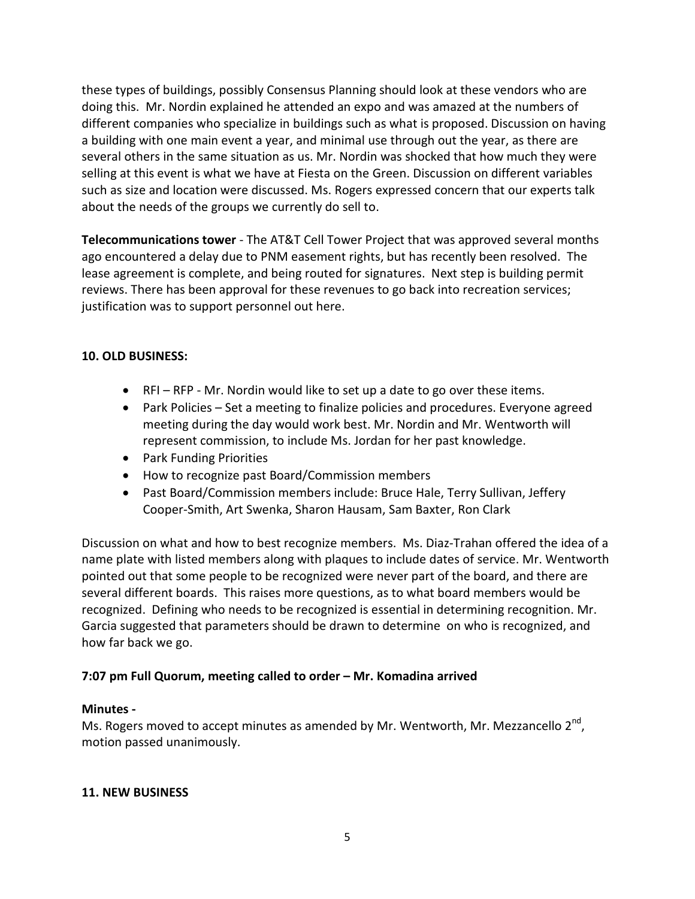these types of buildings, possibly Consensus Planning should look at these vendors who are doing this. Mr. Nordin explained he attended an expo and was amazed at the numbers of different companies who specialize in buildings such as what is proposed. Discussion on having a building with one main event a year, and minimal use through out the year, as there are several others in the same situation as us. Mr. Nordin was shocked that how much they were selling at this event is what we have at Fiesta on the Green. Discussion on different variables such as size and location were discussed. Ms. Rogers expressed concern that our experts talk about the needs of the groups we currently do sell to.

**Telecommunications tower** - The AT&T Cell Tower Project that was approved several months ago encountered a delay due to PNM easement rights, but has recently been resolved. The lease agreement is complete, and being routed for signatures. Next step is building permit reviews. There has been approval for these revenues to go back into recreation services; justification was to support personnel out here.

**10. OLD BUSINESS:**

- RFI – RFP - Mr. Nordin would like to set up a date to go over these items.
- Park Policies – Set a meeting to finalize policies and procedures. Everyone agreed meeting during the day would work best. Mr. Nordin and Mr. Wentworth will represent commission, to include Ms. Jordan for her past knowledge.
- Park Funding Priorities
- How to recognize past Board/Commission members
- Past Board/Commission members include: Bruce Hale, Terry Sullivan, Jeffery Cooper-Smith, Art Swenka, Sharon Hausam, Sam Baxter, Ron Clark

Discussion on what and how to best recognize members. Ms. Diaz-Trahan offered the idea of a name plate with listed members along with plaques to include dates of service. Mr. Wentworth pointed out that some people to be recognized were never part of the board, and there are several different boards. This raises more questions, as to what board members would be recognized. Defining who needs to be recognized is essential in determining recognition. Mr. Garcia suggested that parameters should be drawn to determine on who is recognized, and how far back we go.

**7:07 pm Full Quorum, meeting called to order – Mr. Komadina arrived**

**Minutes -**

Ms. Rogers moved to accept minutes as amended by Mr. Wentworth, Mr. Mezzancello 2nd, motion passed unanimously.

**11. NEW BUSINESS**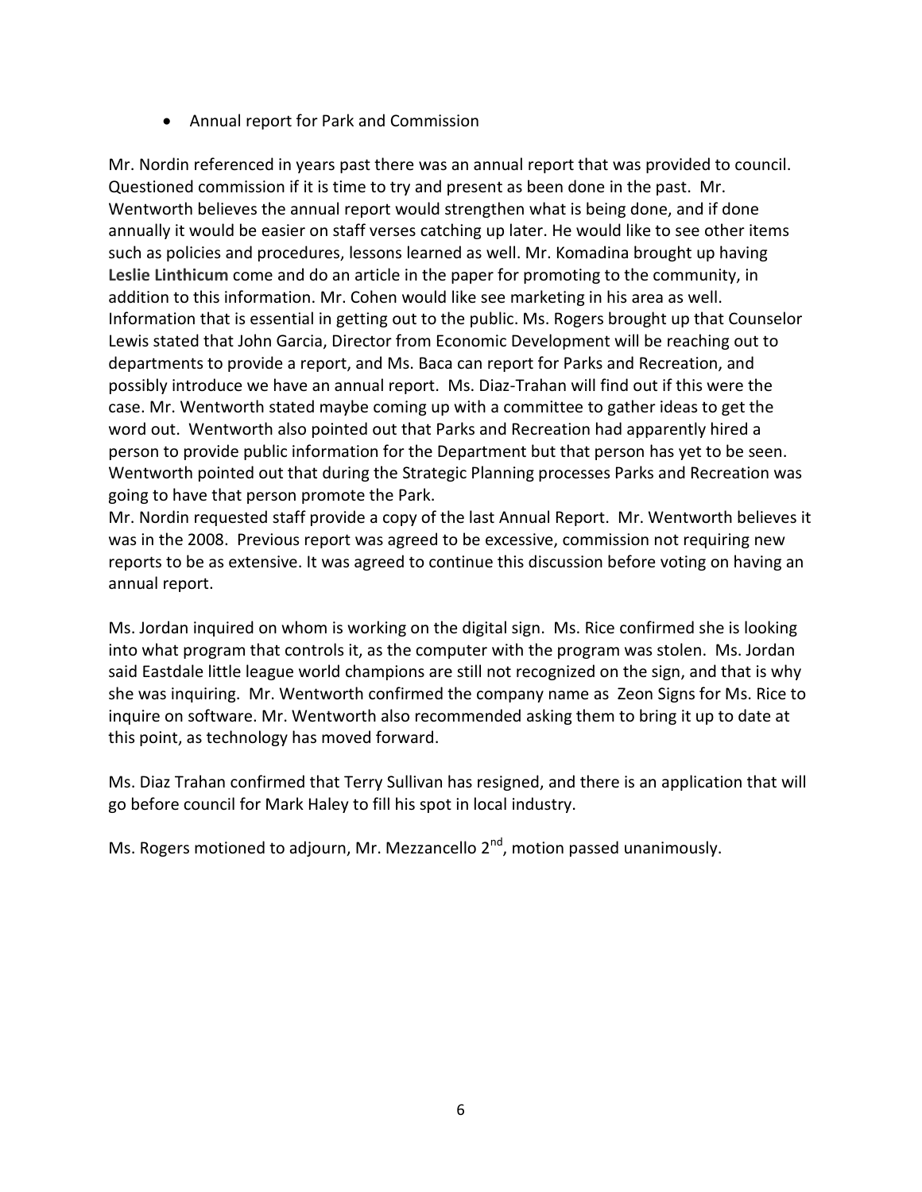- Annual report for Park and Commission

Mr. Nordin referenced in years past there was an annual report that was provided to council. Questioned commission if it is time to try and present as been done in the past. Mr. Wentworth believes the annual report would strengthen what is being done, and if done annually it would be easier on staff verses catching up later. He would like to see other items such as policies and procedures, lessons learned as well. Mr. Komadina brought up having **Leslie Linthicum** come and do an article in the paper for promoting to the community, in addition to this information. Mr. Cohen would like see marketing in his area as well. Information that is essential in getting out to the public. Ms. Rogers brought up that Counselor Lewis stated that John Garcia, Director from Economic Development will be reaching out to departments to provide a report, and Ms. Baca can report for Parks and Recreation, and possibly introduce we have an annual report. Ms. Diaz-Trahan will find out if this were the case. Mr. Wentworth stated maybe coming up with a committee to gather ideas to get the word out. Wentworth also pointed out that Parks and Recreation had apparently hired a person to provide public information for the Department but that person has yet to be seen. Wentworth pointed out that during the Strategic Planning processes Parks and Recreation was going to have that person promote the Park.
Mr. Nordin requested staff provide a copy of the last Annual Report. Mr. Wentworth believes it was in the 2008. Previous report was agreed to be excessive, commission not requiring new reports to be as extensive. It was agreed to continue this discussion before voting on having an annual report.

Ms. Jordan inquired on whom is working on the digital sign. Ms. Rice confirmed she is looking into what program that controls it, as the computer with the program was stolen. Ms. Jordan said Eastdale little league world champions are still not recognized on the sign, and that is why she was inquiring. Mr. Wentworth confirmed the company name as Zeon Signs for Ms. Rice to inquire on software. Mr. Wentworth also recommended asking them to bring it up to date at this point, as technology has moved forward.

Ms. Diaz Trahan confirmed that Terry Sullivan has resigned, and there is an application that will go before council for Mark Haley to fill his spot in local industry.

Ms. Rogers motioned to adjourn, Mr. Mezzancello 2nd, motion passed unanimously.